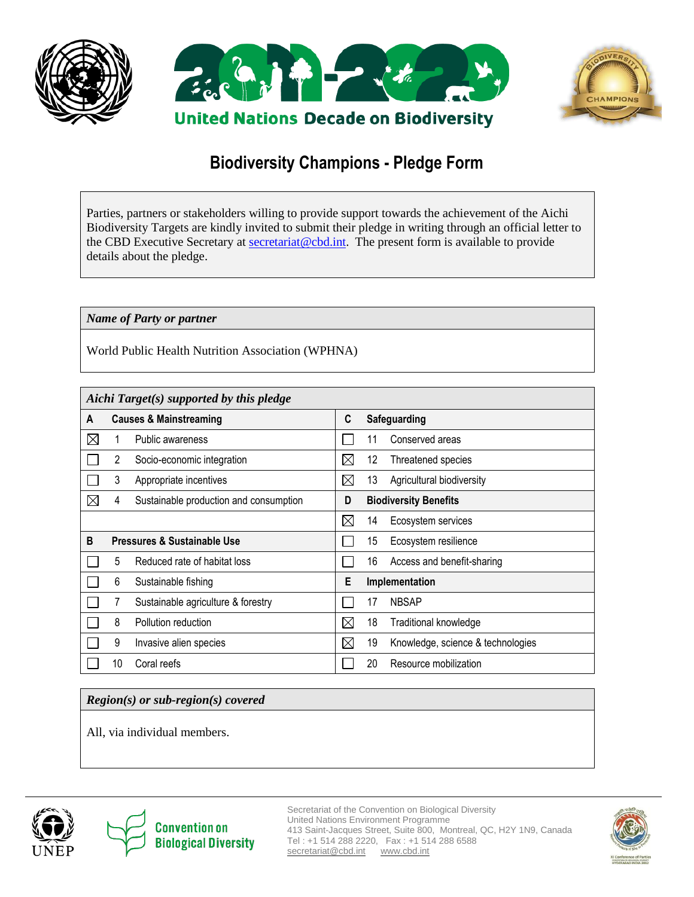United Nations Decade on Biodiversity 2011-2020

# Biodiversity Champions - Pledge Form

Parties, partners or stakeholders willing to provide support towards the achievement of the Aichi Biodiversity Targets are kindly invited to submit their pledge in writing through an official letter to the CBD Executive Secretary at secretariat@cbd.int. The present form is available to provide details about the pledge.

***Name of Party or partner***

World Public Health Nutrition Association (WPHNA)

***Aichi Target(s) supported by this pledge***

| | | | | | |
|---|---|---|---|---|---|
| **A** | **Causes & Mainstreaming** | | **C** | **Safeguarding** | |
| ☒ | 1 | Public awareness | ☐ | 11 | Conserved areas |
| ☐ | 2 | Socio-economic integration | ☒ | 12 | Threatened species |
| ☐ | 3 | Appropriate incentives | ☒ | 13 | Agricultural biodiversity |
| ☒ | 4 | Sustainable production and consumption | **D** | **Biodiversity Benefits** | |
| | | | ☒ | 14 | Ecosystem services |
| **B** | **Pressures & Sustainable Use** | | ☐ | 15 | Ecosystem resilience |
| ☐ | 5 | Reduced rate of habitat loss | ☐ | 16 | Access and benefit-sharing |
| ☐ | 6 | Sustainable fishing | **E** | **Implementation** | |
| ☐ | 7 | Sustainable agriculture & forestry | ☐ | 17 | NBSAP |
| ☐ | 8 | Pollution reduction | ☒ | 18 | Traditional knowledge |
| ☐ | 9 | Invasive alien species | ☒ | 19 | Knowledge, science & technologies |
| ☐ | 10 | Coral reefs | ☐ | 20 | Resource mobilization |

***Region(s) or sub-region(s) covered***

All, via individual members.

Secretariat of the Convention on Biological Diversity
United Nations Environment Programme
413 Saint-Jacques Street, Suite 800, Montreal, QC, H2Y 1N9, Canada
Tel : +1 514 288 2220, Fax : +1 514 288 6588
secretariat@cbd.int www.cbd.int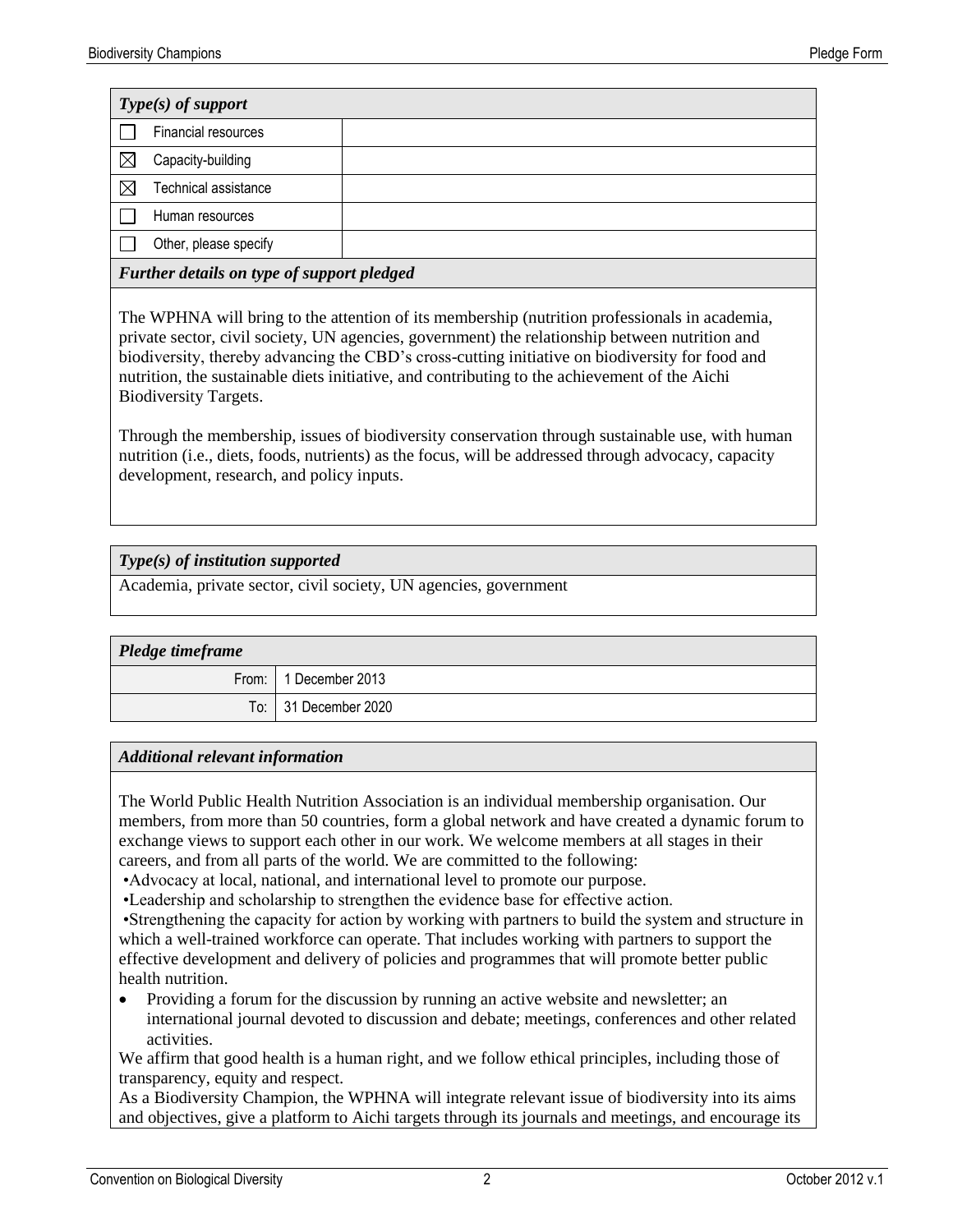| *Type(s) of support* | |
|---|---|
| ☐ Financial resources | |
| ☒ Capacity-building | |
| ☒ Technical assistance | |
| ☐ Human resources | |
| ☐ Other, please specify | |

***Further details on type of support pledged***

The WPHNA will bring to the attention of its membership (nutrition professionals in academia, private sector, civil society, UN agencies, government) the relationship between nutrition and biodiversity, thereby advancing the CBD's cross-cutting initiative on biodiversity for food and nutrition, the sustainable diets initiative, and contributing to the achievement of the Aichi Biodiversity Targets.

Through the membership, issues of biodiversity conservation through sustainable use, with human nutrition (i.e., diets, foods, nutrients) as the focus, will be addressed through advocacy, capacity development, research, and policy inputs.

***Type(s) of institution supported***

Academia, private sector, civil society, UN agencies, government

| *Pledge timeframe* | |
|---|---|
| From: | 1 December 2013 |
| To: | 31 December 2020 |

***Additional relevant information***

The World Public Health Nutrition Association is an individual membership organisation. Our members, from more than 50 countries, form a global network and have created a dynamic forum to exchange views to support each other in our work. We welcome members at all stages in their careers, and from all parts of the world. We are committed to the following:

- Advocacy at local, national, and international level to promote our purpose.
- Leadership and scholarship to strengthen the evidence base for effective action.
- Strengthening the capacity for action by working with partners to build the system and structure in which a well-trained workforce can operate. That includes working with partners to support the effective development and delivery of policies and programmes that will promote better public health nutrition.
- Providing a forum for the discussion by running an active website and newsletter; an international journal devoted to discussion and debate; meetings, conferences and other related activities.

We affirm that good health is a human right, and we follow ethical principles, including those of transparency, equity and respect.

As a Biodiversity Champion, the WPHNA will integrate relevant issue of biodiversity into its aims and objectives, give a platform to Aichi targets through its journals and meetings, and encourage its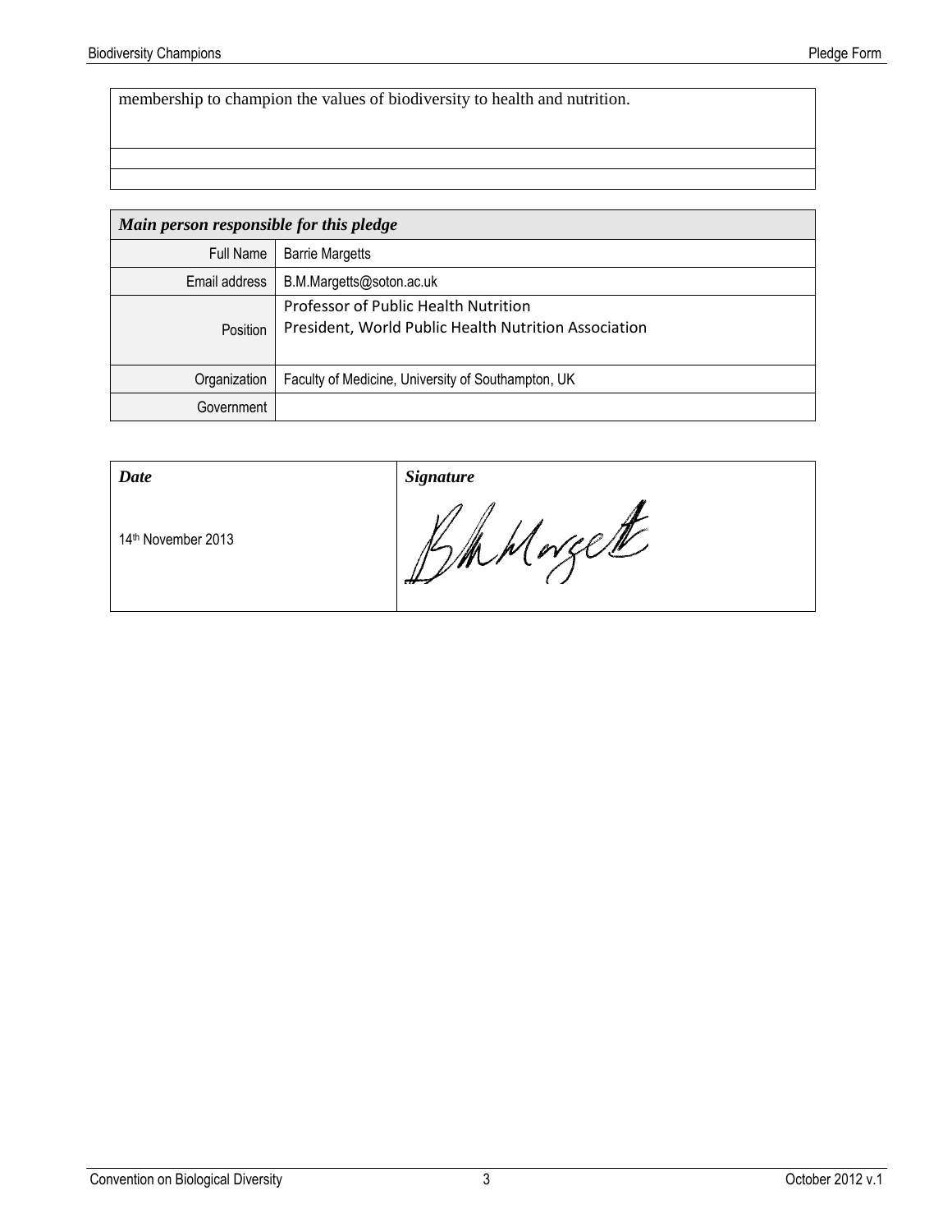| |
|---|
| membership to champion the values of biodiversity to health and nutrition. |
| |
| |

| *Main person responsible for this pledge* | |
|---|---|
| Full Name | Barrie Margetts |
| Email address | B.M.Margetts@soton.ac.uk |
| Position | Professor of Public Health Nutrition<br>President, World Public Health Nutrition Association |
| Organization | Faculty of Medicine, University of Southampton, UK |
| Government | |

| *Date* | *Signature* |
|---|---|
| 14th November 2013 | BM Margetts |